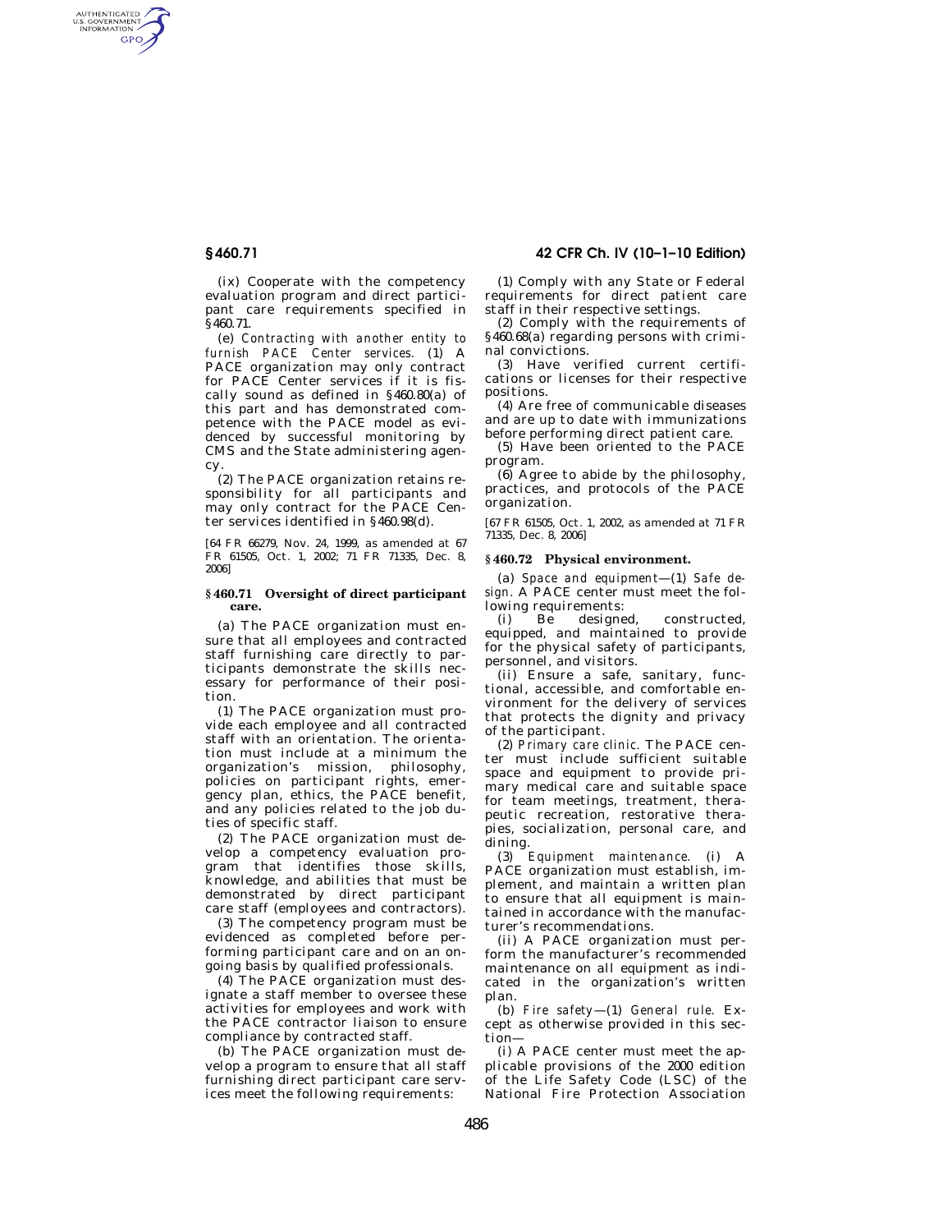(ix) Cooperate with the competency evaluation program and direct participant care requirements specified in §460.71.

(e) *Contracting with another entity to furnish PACE Center services.* (1) A PACE organization may only contract for PACE Center services if it is fiscally sound as defined in §460.80(a) of this part and has demonstrated competence with the PACE model as evidenced by successful monitoring by CMS and the State administering agency.

(2) The PACE organization retains responsibility for all participants and may only contract for the PACE Center services identified in §460.98(d).

[64 FR 66279, Nov. 24, 1999, as amended at 67 FR 61505, Oct. 1, 2002; 71 FR 71335, Dec. 8, 2006]

### § 460.71 Oversight of direct participant care.

(a) The PACE organization must ensure that all employees and contracted staff furnishing care directly to participants demonstrate the skills necessary for performance of their position.

(1) The PACE organization must provide each employee and all contracted staff with an orientation. The orientation must include at a minimum the organization's mission, philosophy, policies on participant rights, emergency plan, ethics, the PACE benefit, and any policies related to the job duties of specific staff.

(2) The PACE organization must develop a competency evaluation program that identifies those skills, knowledge, and abilities that must be demonstrated by direct participant care staff (employees and contractors).

(3) The competency program must be evidenced as completed before performing participant care and on an ongoing basis by qualified professionals.

(4) The PACE organization must designate a staff member to oversee these activities for employees and work with the PACE contractor liaison to ensure compliance by contracted staff.

(b) The PACE organization must develop a program to ensure that all staff furnishing direct participant care services meet the following requirements:

(1) Comply with any State or Federal requirements for direct patient care staff in their respective settings.

(2) Comply with the requirements of §460.68(a) regarding persons with criminal convictions.

(3) Have verified current certifications or licenses for their respective positions.

(4) Are free of communicable diseases and are up to date with immunizations before performing direct patient care.

(5) Have been oriented to the PACE program.

(6) Agree to abide by the philosophy, practices, and protocols of the PACE organization.

[67 FR 61505, Oct. 1, 2002, as amended at 71 FR 71335, Dec. 8, 2006]

### § 460.72 Physical environment.

(a) *Space and equipment*—(1) *Safe design.* A PACE center must meet the following requirements:

(i) Be designed, constructed, equipped, and maintained to provide for the physical safety of participants, personnel, and visitors.

(ii) Ensure a safe, sanitary, functional, accessible, and comfortable environment for the delivery of services that protects the dignity and privacy of the participant.

(2) *Primary care clinic.* The PACE center must include sufficient suitable space and equipment to provide primary medical care and suitable space for team meetings, treatment, therapeutic recreation, restorative therapies, socialization, personal care, and dining.

(3) *Equipment maintenance.* (i) A PACE organization must establish, implement, and maintain a written plan to ensure that all equipment is maintained in accordance with the manufacturer's recommendations.

(ii) A PACE organization must perform the manufacturer's recommended maintenance on all equipment as indicated in the organization's written plan.

(b) *Fire safety*—(1) *General rule.* Except as otherwise provided in this section—

(i) A PACE center must meet the applicable provisions of the 2000 edition of the Life Safety Code (LSC) of the National Fire Protection Association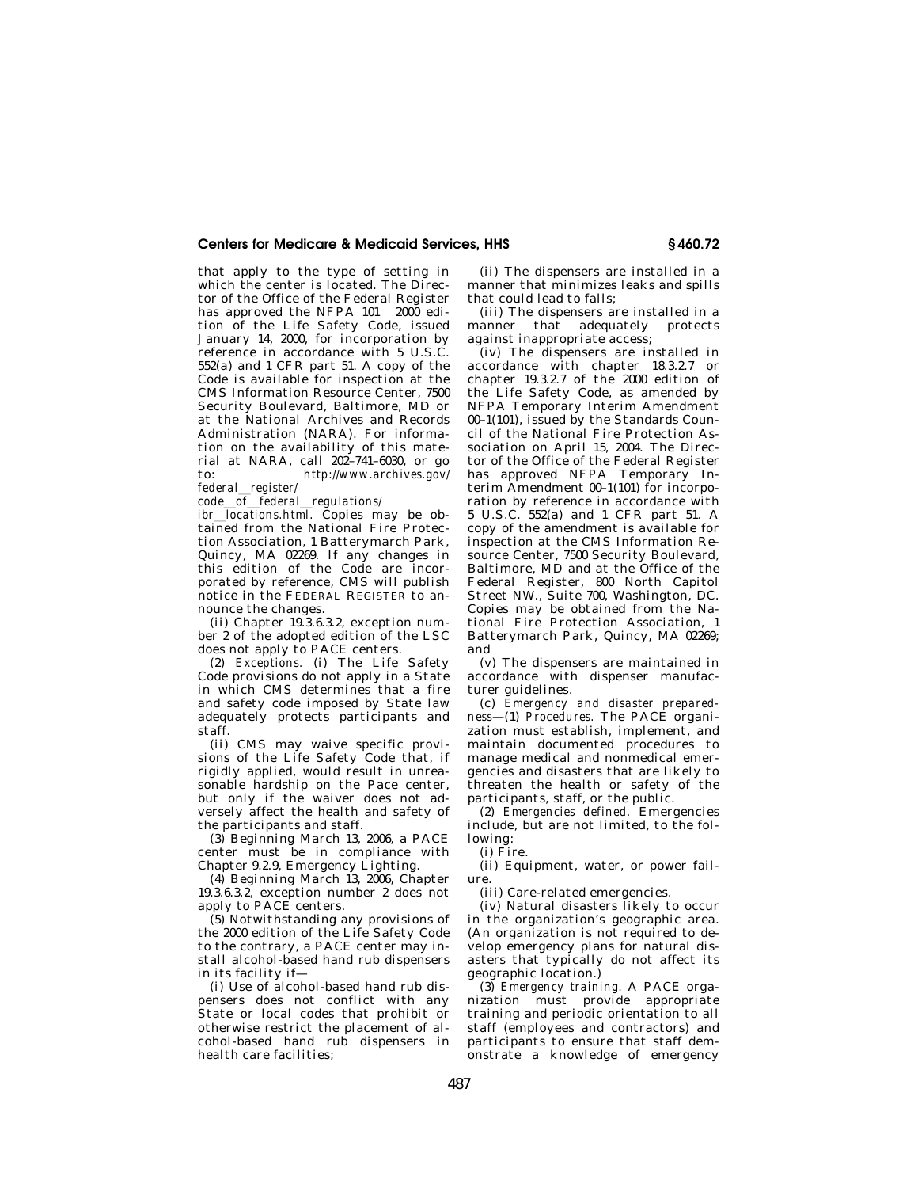that apply to the type of setting in which the center is located. The Director of the Office of the Federal Register has approved the NFPA 101 2000 edition of the Life Safety Code, issued January 14, 2000, for incorporation by reference in accordance with 5 U.S.C. 552(a) and 1 CFR part 51. A copy of the Code is available for inspection at the CMS Information Resource Center, 7500 Security Boulevard, Baltimore, MD or at the National Archives and Records Administration (NARA). For information on the availability of this material at NARA, call 202–741–6030, or go to: *http://www.archives.gov/federal_register/code_of_federal_regulations/ibr_locations.html.* Copies may be obtained from the National Fire Protection Association, 1 Batterymarch Park, Quincy, MA 02269. If any changes in this edition of the Code are incorporated by reference, CMS will publish notice in the FEDERAL REGISTER to announce the changes.

(ii) Chapter 19.3.6.3.2, exception number 2 of the adopted edition of the LSC does not apply to PACE centers.

(2) *Exceptions.* (i) The Life Safety Code provisions do not apply in a State in which CMS determines that a fire and safety code imposed by State law adequately protects participants and staff.

(ii) CMS may waive specific provisions of the Life Safety Code that, if rigidly applied, would result in unreasonable hardship on the Pace center, but only if the waiver does not adversely affect the health and safety of the participants and staff.

(3) Beginning March 13, 2006, a PACE center must be in compliance with Chapter 9.2.9, Emergency Lighting.

(4) Beginning March 13, 2006, Chapter 19.3.6.3.2, exception number 2 does not apply to PACE centers.

(5) Notwithstanding any provisions of the 2000 edition of the Life Safety Code to the contrary, a PACE center may install alcohol-based hand rub dispensers in its facility if—

(i) Use of alcohol-based hand rub dispensers does not conflict with any State or local codes that prohibit or otherwise restrict the placement of alcohol-based hand rub dispensers in health care facilities;

(ii) The dispensers are installed in a manner that minimizes leaks and spills that could lead to falls;

(iii) The dispensers are installed in a manner that adequately protects against inappropriate access;

(iv) The dispensers are installed in accordance with chapter 18.3.2.7 or chapter 19.3.2.7 of the 2000 edition of the Life Safety Code, as amended by NFPA Temporary Interim Amendment 00–1(101), issued by the Standards Council of the National Fire Protection Association on April 15, 2004. The Director of the Office of the Federal Register has approved NFPA Temporary Interim Amendment 00–1(101) for incorporation by reference in accordance with 5 U.S.C. 552(a) and 1 CFR part 51. A copy of the amendment is available for inspection at the CMS Information Resource Center, 7500 Security Boulevard, Baltimore, MD and at the Office of the Federal Register, 800 North Capitol Street NW., Suite 700, Washington, DC. Copies may be obtained from the National Fire Protection Association, 1 Batterymarch Park, Quincy, MA 02269; and

(v) The dispensers are maintained in accordance with dispenser manufacturer guidelines.

(c) *Emergency and disaster preparedness*—(1) *Procedures.* The PACE organization must establish, implement, and maintain documented procedures to manage medical and nonmedical emergencies and disasters that are likely to threaten the health or safety of the participants, staff, or the public.

(2) *Emergencies defined.* Emergencies include, but are not limited, to the following:

(i) Fire.

(ii) Equipment, water, or power failure.

(iii) Care-related emergencies.

(iv) Natural disasters likely to occur in the organization's geographic area. (An organization is not required to develop emergency plans for natural disasters that typically do not affect its geographic location.)

(3) *Emergency training.* A PACE organization must provide appropriate training and periodic orientation to all staff (employees and contractors) and participants to ensure that staff demonstrate a knowledge of emergency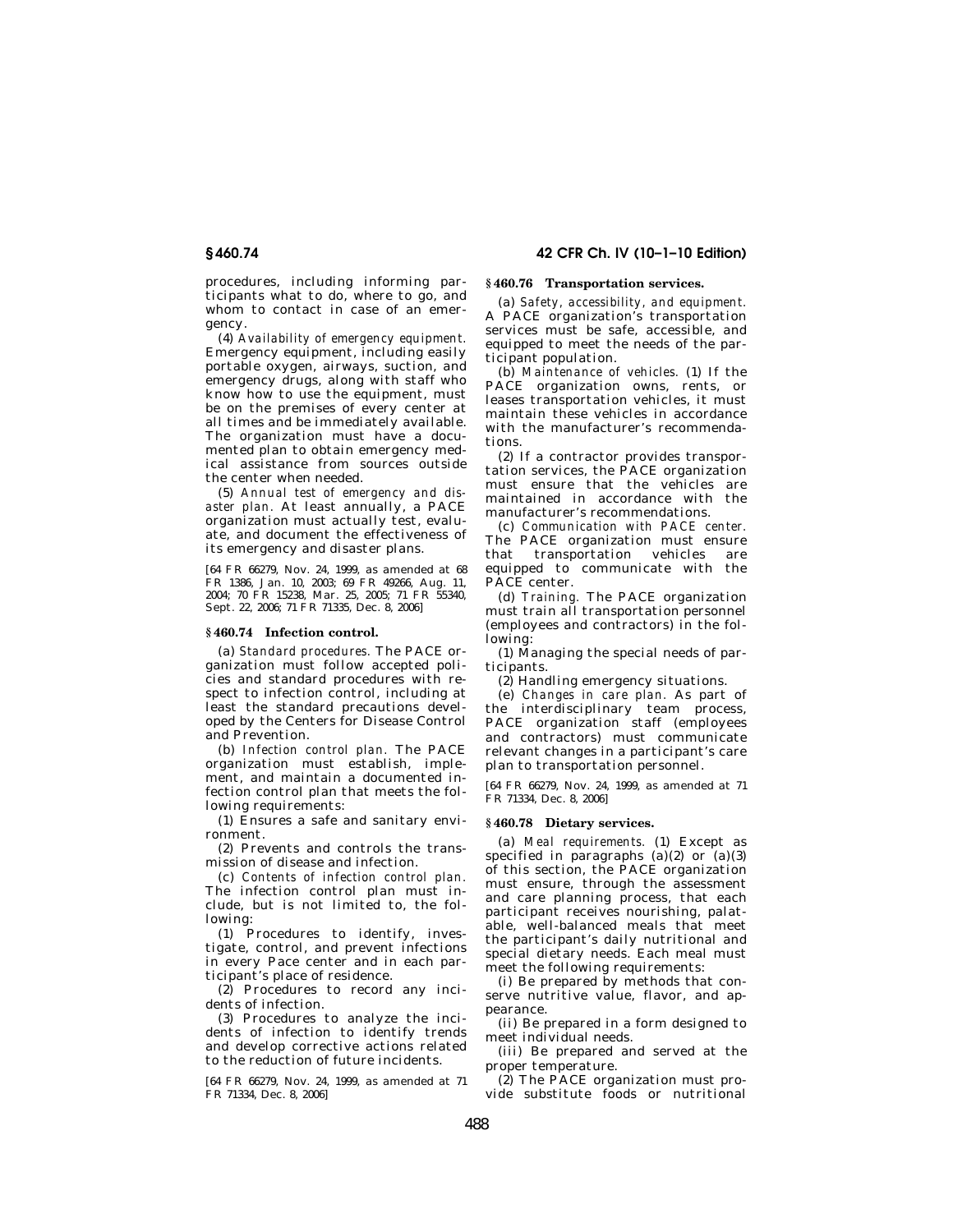procedures, including informing participants what to do, where to go, and whom to contact in case of an emergency.

(4) *Availability of emergency equipment.* Emergency equipment, including easily portable oxygen, airways, suction, and emergency drugs, along with staff who know how to use the equipment, must be on the premises of every center at all times and be immediately available. The organization must have a documented plan to obtain emergency medical assistance from sources outside the center when needed.

(5) *Annual test of emergency and disaster plan.* At least annually, a PACE organization must actually test, evaluate, and document the effectiveness of its emergency and disaster plans.

[64 FR 66279, Nov. 24, 1999, as amended at 68 FR 1386, Jan. 10, 2003; 69 FR 49266, Aug. 11, 2004; 70 FR 15238, Mar. 25, 2005; 71 FR 55340, Sept. 22, 2006; 71 FR 71335, Dec. 8, 2006]

## § 460.74 Infection control.

(a) *Standard procedures.* The PACE organization must follow accepted policies and standard procedures with respect to infection control, including at least the standard precautions developed by the Centers for Disease Control and Prevention.

(b) *Infection control plan.* The PACE organization must establish, implement, and maintain a documented infection control plan that meets the following requirements:

(1) Ensures a safe and sanitary environment.

(2) Prevents and controls the transmission of disease and infection.

(c) *Contents of infection control plan.* The infection control plan must include, but is not limited to, the following:

(1) Procedures to identify, investigate, control, and prevent infections in every Pace center and in each participant's place of residence.

(2) Procedures to record any incidents of infection.

(3) Procedures to analyze the incidents of infection to identify trends and develop corrective actions related to the reduction of future incidents.

[64 FR 66279, Nov. 24, 1999, as amended at 71 FR 71334, Dec. 8, 2006]

## § 460.76 Transportation services.

(a) *Safety, accessibility, and equipment.* A PACE organization's transportation services must be safe, accessible, and equipped to meet the needs of the participant population.

(b) *Maintenance of vehicles.* (1) If the PACE organization owns, rents, or leases transportation vehicles, it must maintain these vehicles in accordance with the manufacturer's recommendations.

(2) If a contractor provides transportation services, the PACE organization must ensure that the vehicles are maintained in accordance with the manufacturer's recommendations.

(c) *Communication with PACE center.* The PACE organization must ensure that transportation vehicles are equipped to communicate with the PACE center.

(d) *Training.* The PACE organization must train all transportation personnel (employees and contractors) in the following:

(1) Managing the special needs of participants.

(2) Handling emergency situations.

(e) *Changes in care plan.* As part of the interdisciplinary team process, PACE organization staff (employees and contractors) must communicate relevant changes in a participant's care plan to transportation personnel.

[64 FR 66279, Nov. 24, 1999, as amended at 71 FR 71334, Dec. 8, 2006]

## § 460.78 Dietary services.

(a) *Meal requirements.* (1) Except as specified in paragraphs (a)(2) or (a)(3) of this section, the PACE organization must ensure, through the assessment and care planning process, that each participant receives nourishing, palatable, well-balanced meals that meet the participant's daily nutritional and special dietary needs. Each meal must meet the following requirements:

(i) Be prepared by methods that conserve nutritive value, flavor, and appearance.

(ii) Be prepared in a form designed to meet individual needs.

(iii) Be prepared and served at the proper temperature.

(2) The PACE organization must provide substitute foods or nutritional